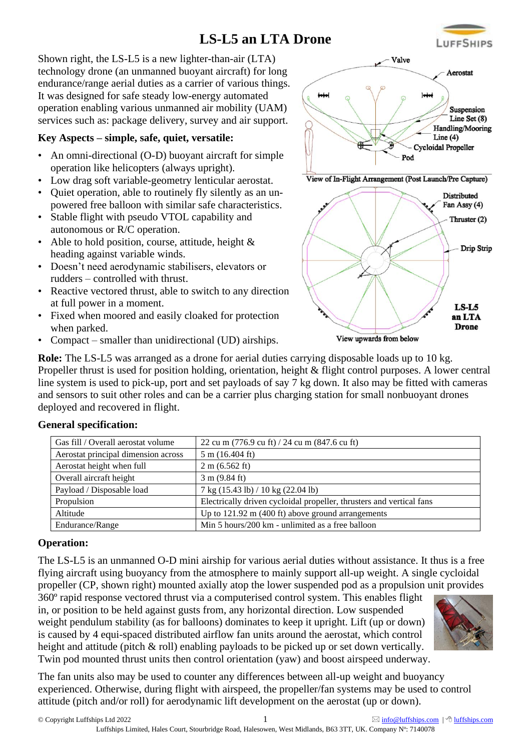# LS-L5 an LTA Drone

Shown right, the LS-L5 is a new lighter-than-air (LTA) technology drone (an unmanned buoyant aircraft) for long endurance/range aerial duties as a carrier of various things. It was designed for safe steady low-energy automated operation enabling various unmanned air mobility (UAM) services such as: package delivery, survey and air support.

### Key Aspects – simple, safe, quiet, versatile:

- An omni-directional (O-D) buoyant aircraft for simple operation like helicopters (always upright).
- Low drag soft variable-geometry lenticular aerostat.
- Quiet operation, able to routinely fly silently as an un-powered free balloon with similar safe characteristics.
- Stable flight with pseudo VTOL capability and autonomous or R/C operation.
- Able to hold position, course, attitude, height & heading against variable winds.
- Doesn't need aerodynamic stabilisers, elevators or rudders – controlled with thrust.
- Reactive vectored thrust, able to switch to any direction at full power in a moment.
- Fixed when moored and easily cloaked for protection when parked.
- Compact – smaller than unidirectional (UD) airships.

View of In-Flight Arrangement (Post Launch/Pre Capture)

View upwards from below

**Role:** The LS-L5 was arranged as a drone for aerial duties carrying disposable loads up to 10 kg. Propeller thrust is used for position holding, orientation, height & flight control purposes. A lower central line system is used to pick-up, port and set payloads of say 7 kg down. It also may be fitted with cameras and sensors to suit other roles and can be a carrier plus charging station for small nonbuoyant drones deployed and recovered in flight.

### General specification:

| | |
|---|---|
| Gas fill / Overall aerostat volume | 22 cu m (776.9 cu ft) / 24 cu m (847.6 cu ft) |
| Aerostat principal dimension across | 5 m (16.404 ft) |
| Aerostat height when full | 2 m (6.562 ft) |
| Overall aircraft height | 3 m (9.84 ft) |
| Payload / Disposable load | 7 kg (15.43 lb) / 10 kg (22.04 lb) |
| Propulsion | Electrically driven cycloidal propeller, thrusters and vertical fans |
| Altitude | Up to 121.92 m (400 ft) above ground arrangements |
| Endurance/Range | Min 5 hours/200 km - unlimited as a free balloon |

### Operation:

The LS-L5 is an unmanned O-D mini airship for various aerial duties without assistance. It thus is a free flying aircraft using buoyancy from the atmosphere to mainly support all-up weight. A single cycloidal propeller (CP, shown right) mounted axially atop the lower suspended pod as a propulsion unit provides 360º rapid response vectored thrust via a computerised control system. This enables flight in, or position to be held against gusts from, any horizontal direction. Low suspended weight pendulum stability (as for balloons) dominates to keep it upright. Lift (up or down) is caused by 4 equi-spaced distributed airflow fan units around the aerostat, which control height and attitude (pitch & roll) enabling payloads to be picked up or set down vertically. Twin pod mounted thrust units then control orientation (yaw) and boost airspeed underway.

The fan units also may be used to counter any differences between all-up weight and buoyancy experienced. Otherwise, during flight with airspeed, the propeller/fan systems may be used to control attitude (pitch and/or roll) for aerodynamic lift development on the aerostat (up or down).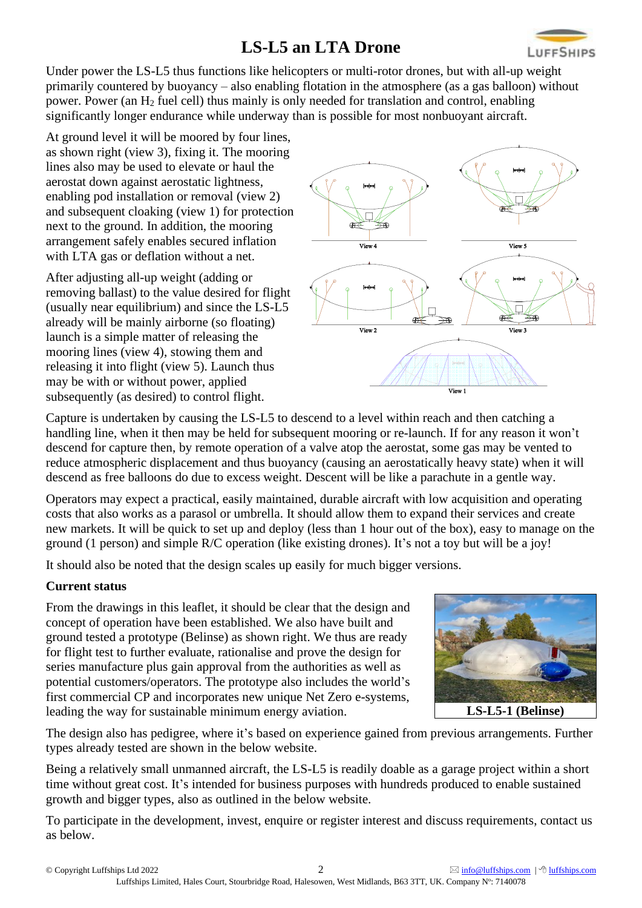# LS-L5 an LTA Drone

Under power the LS-L5 thus functions like helicopters or multi-rotor drones, but with all-up weight primarily countered by buoyancy – also enabling flotation in the atmosphere (as a gas balloon) without power. Power (an $H_2$ fuel cell) thus mainly is only needed for translation and control, enabling significantly longer endurance while underway than is possible for most nonbuoyant aircraft.

At ground level it will be moored by four lines, as shown right (view 3), fixing it. The mooring lines also may be used to elevate or haul the aerostat down against aerostatic lightness, enabling pod installation or removal (view 2) and subsequent cloaking (view 1) for protection next to the ground. In addition, the mooring arrangement safely enables secured inflation with LTA gas or deflation without a net.

View 4

View 5

View 2

View 3

View 1

After adjusting all-up weight (adding or removing ballast) to the value desired for flight (usually near equilibrium) and since the LS-L5 already will be mainly airborne (so floating) launch is a simple matter of releasing the mooring lines (view 4), stowing them and releasing it into flight (view 5). Launch thus may be with or without power, applied subsequently (as desired) to control flight.

Capture is undertaken by causing the LS-L5 to descend to a level within reach and then catching a handling line, when it then may be held for subsequent mooring or re-launch. If for any reason it won't descend for capture then, by remote operation of a valve atop the aerostat, some gas may be vented to reduce atmospheric displacement and thus buoyancy (causing an aerostatically heavy state) when it will descend as free balloons do due to excess weight. Descent will be like a parachute in a gentle way.

Operators may expect a practical, easily maintained, durable aircraft with low acquisition and operating costs that also works as a parasol or umbrella. It should allow them to expand their services and create new markets. It will be quick to set up and deploy (less than 1 hour out of the box), easy to manage on the ground (1 person) and simple R/C operation (like existing drones). It's not a toy but will be a joy!

It should also be noted that the design scales up easily for much bigger versions.

**Current status**

From the drawings in this leaflet, it should be clear that the design and concept of operation have been established. We also have built and ground tested a prototype (Belinse) as shown right. We thus are ready for flight test to further evaluate, rationalise and prove the design for series manufacture plus gain approval from the authorities as well as potential customers/operators. The prototype also includes the world's first commercial CP and incorporates new unique Net Zero e-systems, leading the way for sustainable minimum energy aviation.

**LS-L5-1 (Belinse)**

The design also has pedigree, where it's based on experience gained from previous arrangements. Further types already tested are shown in the below website.

Being a relatively small unmanned aircraft, the LS-L5 is readily doable as a garage project within a short time without great cost. It's intended for business purposes with hundreds produced to enable sustained growth and bigger types, also as outlined in the below website.

To participate in the development, invest, enquire or register interest and discuss requirements, contact us as below.

© Copyright Luffships Ltd 2022 | info@luffships.com | luffships.com

Luffships Limited, Hales Court, Stourbridge Road, Halesowen, West Midlands, B63 3TT, UK. Company Nº: 7140078